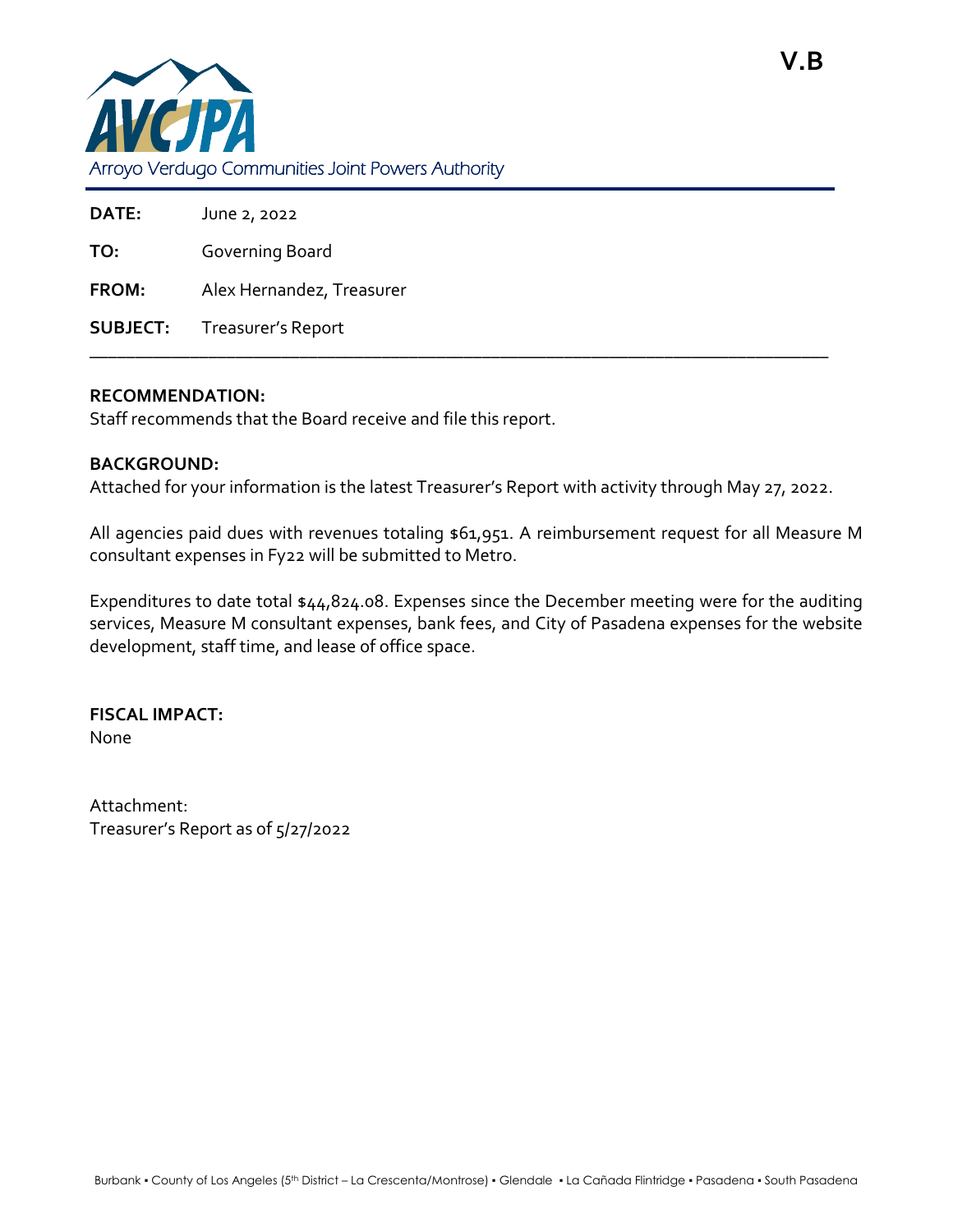V.B

AVCJPA

Arroyo Verdugo Communities Joint Powers Authority

**DATE:** June 2, 2022

**TO:** Governing Board

**FROM:** Alex Hernandez, Treasurer

**SUBJECT:** Treasurer's Report

---

**RECOMMENDATION:**

Staff recommends that the Board receive and file this report.

**BACKGROUND:**

Attached for your information is the latest Treasurer's Report with activity through May 27, 2022.

All agencies paid dues with revenues totaling $61,951. A reimbursement request for all Measure M consultant expenses in Fy22 will be submitted to Metro.

Expenditures to date total $44,824.08. Expenses since the December meeting were for the auditing services, Measure M consultant expenses, bank fees, and City of Pasadena expenses for the website development, staff time, and lease of office space.

**FISCAL IMPACT:**

None

Attachment:

Treasurer's Report as of 5/27/2022

Burbank ▪ County of Los Angeles (5th District – La Crescenta/Montrose) ▪ Glendale ▪ La Cañada Flintridge ▪ Pasadena ▪ South Pasadena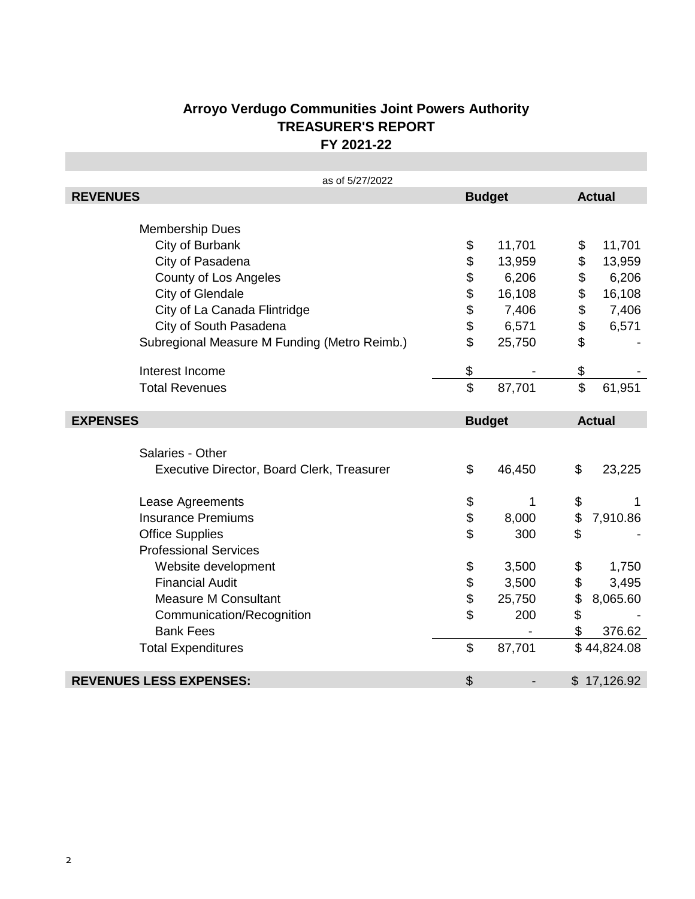# Arroyo Verdugo Communities Joint Powers Authority
## TREASURER'S REPORT
## FY 2021-22

as of 5/27/2022

| REVENUES | Budget | Actual |
|---|---|---|
| Membership Dues | | |
| City of Burbank | $ 11,701 | $ 11,701 |
| City of Pasadena | $ 13,959 | $ 13,959 |
| County of Los Angeles | $ 6,206 | $ 6,206 |
| City of Glendale | $ 16,108 | $ 16,108 |
| City of La Canada Flintridge | $ 7,406 | $ 7,406 |
| City of South Pasadena | $ 6,571 | $ 6,571 |
| Subregional Measure M Funding (Metro Reimb.) | $ 25,750 | $ - |
| Interest Income | $ - | $ - |
| Total Revenues | $ 87,701 | $ 61,951 |

| EXPENSES | Budget | Actual |
|---|---|---|
| Salaries - Other | | |
| Executive Director, Board Clerk, Treasurer | $ 46,450 | $ 23,225 |
| Lease Agreements | $ 1 | $ 1 |
| Insurance Premiums | $ 8,000 | $ 7,910.86 |
| Office Supplies | $ 300 | $ - |
| Professional Services | | |
| Website development | $ 3,500 | $ 1,750 |
| Financial Audit | $ 3,500 | $ 3,495 |
| Measure M Consultant | $ 25,750 | $ 8,065.60 |
| Communication/Recognition | $ 200 | $ - |
| Bank Fees | - | $ 376.62 |
| Total Expenditures | $ 87,701 | $ 44,824.08 |
| **REVENUES LESS EXPENSES:** | $ - | $ 17,126.92 |